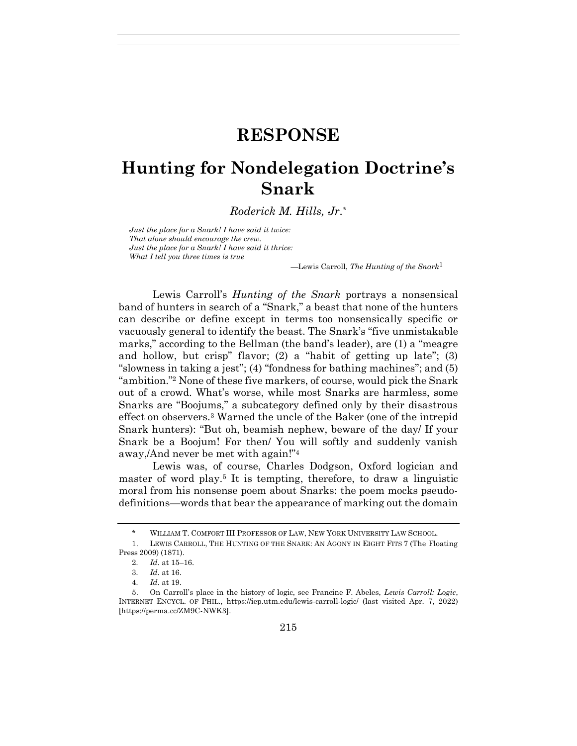# RESPONSE

# Hunting for Nondelegation Doctrine's Snark

*Roderick M. Hills, Jr.*\*

> *Just the place for a Snark! I have said it twice:*
> *That alone should encourage the crew.*
> *Just the place for a Snark! I have said it thrice:*
> *What I tell you three times is true*
>
> —Lewis Carroll, *The Hunting of the Snark*[1]

Lewis Carroll's *Hunting of the Snark* portrays a nonsensical band of hunters in search of a "Snark," a beast that none of the hunters can describe or define except in terms too nonsensically specific or vacuously general to identify the beast. The Snark's "five unmistakable marks," according to the Bellman (the band's leader), are (1) a "meagre and hollow, but crisp" flavor; (2) a "habit of getting up late"; (3) "slowness in taking a jest"; (4) "fondness for bathing machines"; and (5) "ambition."[2] None of these five markers, of course, would pick the Snark out of a crowd. What's worse, while most Snarks are harmless, some Snarks are "Boojums," a subcategory defined only by their disastrous effect on observers.[3] Warned the uncle of the Baker (one of the intrepid Snark hunters): "But oh, beamish nephew, beware of the day/ If your Snark be a Boojum! For then/ You will softly and suddenly vanish away,/And never be met with again!"[4]

Lewis was, of course, Charles Dodgson, Oxford logician and master of word play.[5] It is tempting, therefore, to draw a linguistic moral from his nonsense poem about Snarks: the poem mocks pseudo-definitions—words that bear the appearance of marking out the domain

---

\* WILLIAM T. COMFORT III PROFESSOR OF LAW, NEW YORK UNIVERSITY LAW SCHOOL.

1. LEWIS CARROLL, THE HUNTING OF THE SNARK: AN AGONY IN EIGHT FITS 7 (The Floating Press 2009) (1871).

2. *Id.* at 15–16.

3. *Id.* at 16.

4. *Id.* at 19.

5. On Carroll's place in the history of logic, see Francine F. Abeles, *Lewis Carroll: Logic*, INTERNET ENCYCL. OF PHIL., https://iep.utm.edu/lewis-carroll-logic/ (last visited Apr. 7, 2022) [https://perma.cc/ZM9C-NWK3].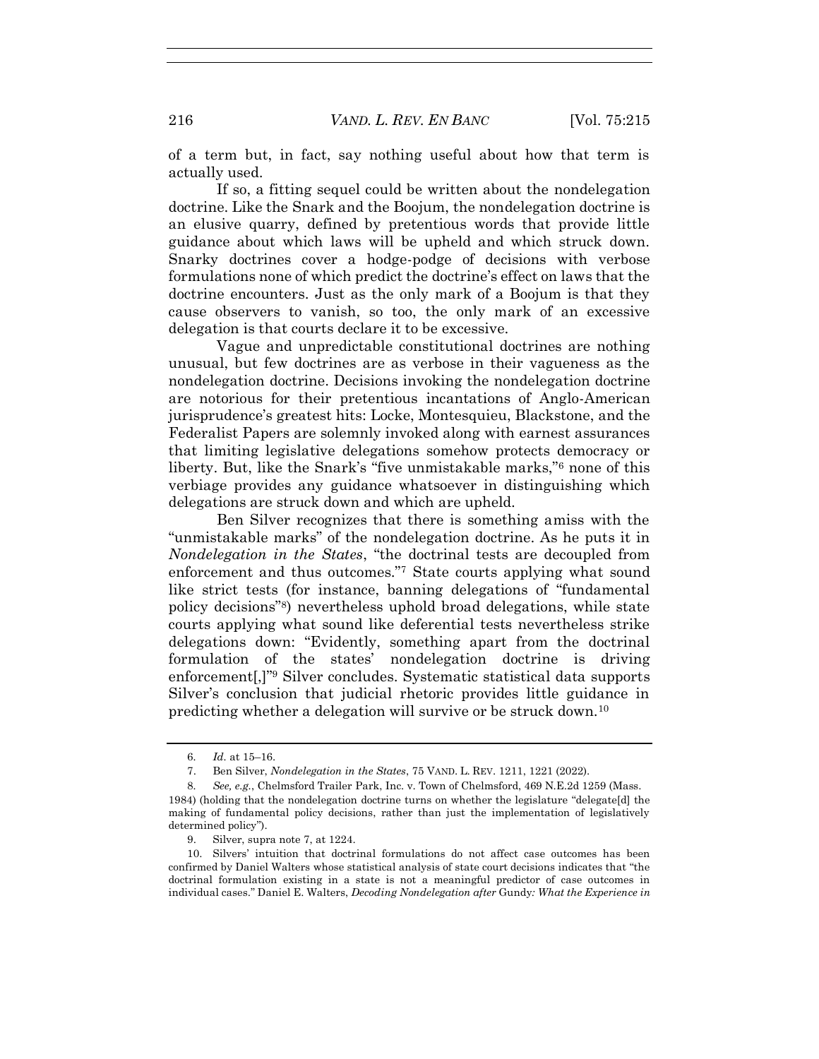of a term but, in fact, say nothing useful about how that term is actually used.

If so, a fitting sequel could be written about the nondelegation doctrine. Like the Snark and the Boojum, the nondelegation doctrine is an elusive quarry, defined by pretentious words that provide little guidance about which laws will be upheld and which struck down. Snarky doctrines cover a hodge-podge of decisions with verbose formulations none of which predict the doctrine's effect on laws that the doctrine encounters. Just as the only mark of a Boojum is that they cause observers to vanish, so too, the only mark of an excessive delegation is that courts declare it to be excessive.

Vague and unpredictable constitutional doctrines are nothing unusual, but few doctrines are as verbose in their vagueness as the nondelegation doctrine. Decisions invoking the nondelegation doctrine are notorious for their pretentious incantations of Anglo-American jurisprudence's greatest hits: Locke, Montesquieu, Blackstone, and the Federalist Papers are solemnly invoked along with earnest assurances that limiting legislative delegations somehow protects democracy or liberty. But, like the Snark's "five unmistakable marks,"[6] none of this verbiage provides any guidance whatsoever in distinguishing which delegations are struck down and which are upheld.

Ben Silver recognizes that there is something amiss with the "unmistakable marks" of the nondelegation doctrine. As he puts it in *Nondelegation in the States*, "the doctrinal tests are decoupled from enforcement and thus outcomes."[7] State courts applying what sound like strict tests (for instance, banning delegations of "fundamental policy decisions"[8]) nevertheless uphold broad delegations, while state courts applying what sound like deferential tests nevertheless strike delegations down: "Evidently, something apart from the doctrinal formulation of the states' nondelegation doctrine is driving enforcement[,]"[9] Silver concludes. Systematic statistical data supports Silver's conclusion that judicial rhetoric provides little guidance in predicting whether a delegation will survive or be struck down.[10]

---

6. *Id.* at 15–16.

7. Ben Silver, *Nondelegation in the States*, 75 VAND. L. REV. 1211, 1221 (2022).

8. *See, e.g.*, Chelmsford Trailer Park, Inc. v. Town of Chelmsford, 469 N.E.2d 1259 (Mass. 1984) (holding that the nondelegation doctrine turns on whether the legislature "delegate[d] the making of fundamental policy decisions, rather than just the implementation of legislatively determined policy").

9. Silver, supra note 7, at 1224.

10. Silvers' intuition that doctrinal formulations do not affect case outcomes has been confirmed by Daniel Walters whose statistical analysis of state court decisions indicates that "the doctrinal formulation existing in a state is not a meaningful predictor of case outcomes in individual cases." Daniel E. Walters, *Decoding Nondelegation after* Gundy*: What the Experience in*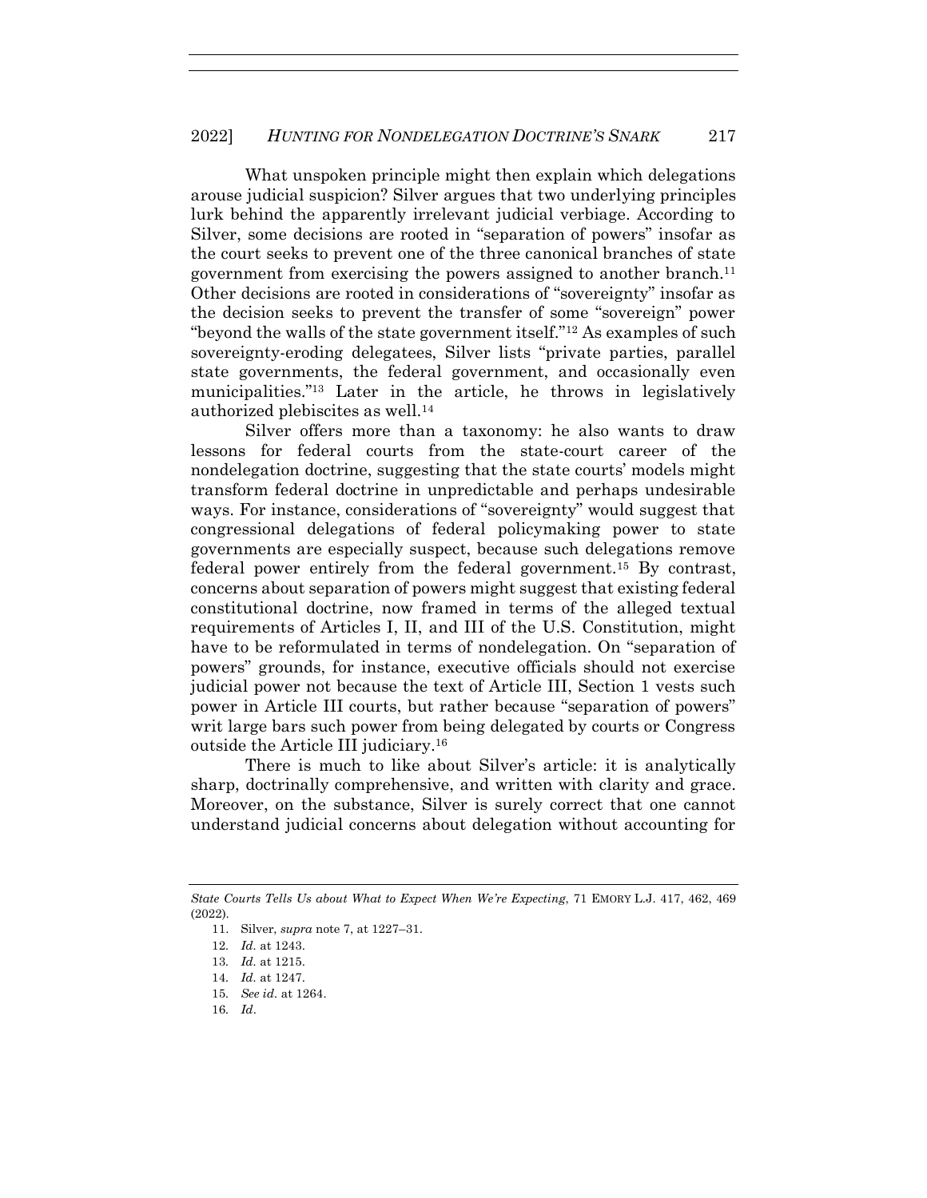What unspoken principle might then explain which delegations arouse judicial suspicion? Silver argues that two underlying principles lurk behind the apparently irrelevant judicial verbiage. According to Silver, some decisions are rooted in "separation of powers" insofar as the court seeks to prevent one of the three canonical branches of state government from exercising the powers assigned to another branch.[11] Other decisions are rooted in considerations of "sovereignty" insofar as the decision seeks to prevent the transfer of some "sovereign" power "beyond the walls of the state government itself."[12] As examples of such sovereignty-eroding delegatees, Silver lists "private parties, parallel state governments, the federal government, and occasionally even municipalities."[13] Later in the article, he throws in legislatively authorized plebiscites as well.[14]

Silver offers more than a taxonomy: he also wants to draw lessons for federal courts from the state-court career of the nondelegation doctrine, suggesting that the state courts' models might transform federal doctrine in unpredictable and perhaps undesirable ways. For instance, considerations of "sovereignty" would suggest that congressional delegations of federal policymaking power to state governments are especially suspect, because such delegations remove federal power entirely from the federal government.[15] By contrast, concerns about separation of powers might suggest that existing federal constitutional doctrine, now framed in terms of the alleged textual requirements of Articles I, II, and III of the U.S. Constitution, might have to be reformulated in terms of nondelegation. On "separation of powers" grounds, for instance, executive officials should not exercise judicial power not because the text of Article III, Section 1 vests such power in Article III courts, but rather because "separation of powers" writ large bars such power from being delegated by courts or Congress outside the Article III judiciary.[16]

There is much to like about Silver's article: it is analytically sharp, doctrinally comprehensive, and written with clarity and grace. Moreover, on the substance, Silver is surely correct that one cannot understand judicial concerns about delegation without accounting for

---

*State Courts Tells Us about What to Expect When We're Expecting*, 71 EMORY L.J. 417, 462, 469 (2022).

11. Silver, *supra* note 7, at 1227–31.

12. *Id.* at 1243.

13. *Id.* at 1215.

14. *Id.* at 1247.

15. *See id.* at 1264.

16. *Id*.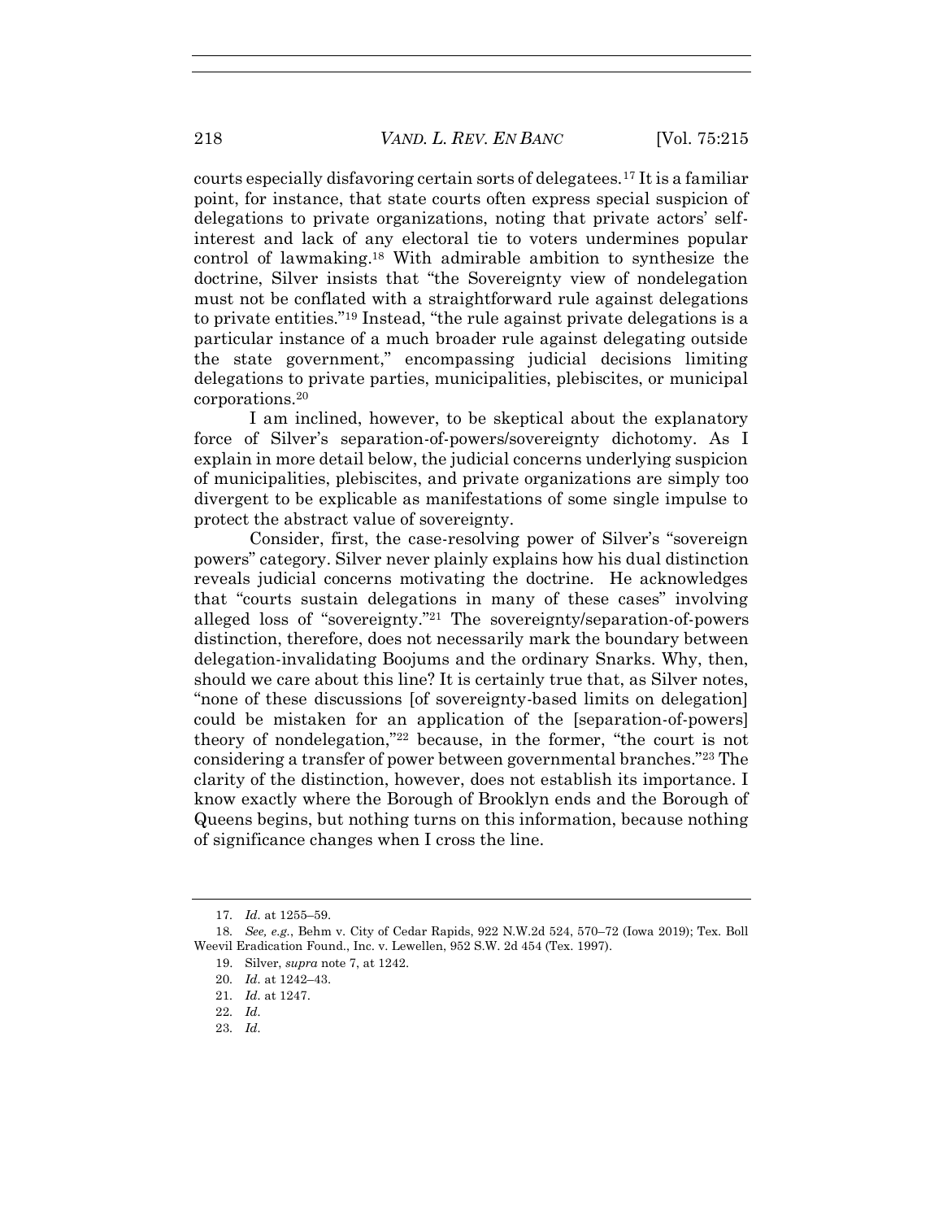courts especially disfavoring certain sorts of delegatees.[17] It is a familiar point, for instance, that state courts often express special suspicion of delegations to private organizations, noting that private actors' self-interest and lack of any electoral tie to voters undermines popular control of lawmaking.[18] With admirable ambition to synthesize the doctrine, Silver insists that "the Sovereignty view of nondelegation must not be conflated with a straightforward rule against delegations to private entities."[19] Instead, "the rule against private delegations is a particular instance of a much broader rule against delegating outside the state government," encompassing judicial decisions limiting delegations to private parties, municipalities, plebiscites, or municipal corporations.[20]

I am inclined, however, to be skeptical about the explanatory force of Silver's separation-of-powers/sovereignty dichotomy. As I explain in more detail below, the judicial concerns underlying suspicion of municipalities, plebiscites, and private organizations are simply too divergent to be explicable as manifestations of some single impulse to protect the abstract value of sovereignty.

Consider, first, the case-resolving power of Silver's "sovereign powers" category. Silver never plainly explains how his dual distinction reveals judicial concerns motivating the doctrine. He acknowledges that "courts sustain delegations in many of these cases" involving alleged loss of "sovereignty."[21] The sovereignty/separation-of-powers distinction, therefore, does not necessarily mark the boundary between delegation-invalidating Boojums and the ordinary Snarks. Why, then, should we care about this line? It is certainly true that, as Silver notes, "none of these discussions [of sovereignty-based limits on delegation] could be mistaken for an application of the [separation-of-powers] theory of nondelegation,"[22] because, in the former, "the court is not considering a transfer of power between governmental branches."[23] The clarity of the distinction, however, does not establish its importance. I know exactly where the Borough of Brooklyn ends and the Borough of Queens begins, but nothing turns on this information, because nothing of significance changes when I cross the line.

---

17. *Id.* at 1255–59.

18. *See, e.g.*, Behm v. City of Cedar Rapids, 922 N.W.2d 524, 570–72 (Iowa 2019); Tex. Boll Weevil Eradication Found., Inc. v. Lewellen, 952 S.W. 2d 454 (Tex. 1997).

19. Silver, *supra* note 7, at 1242.

20. *Id.* at 1242–43.

21. *Id.* at 1247.

22. *Id.*

23. *Id.*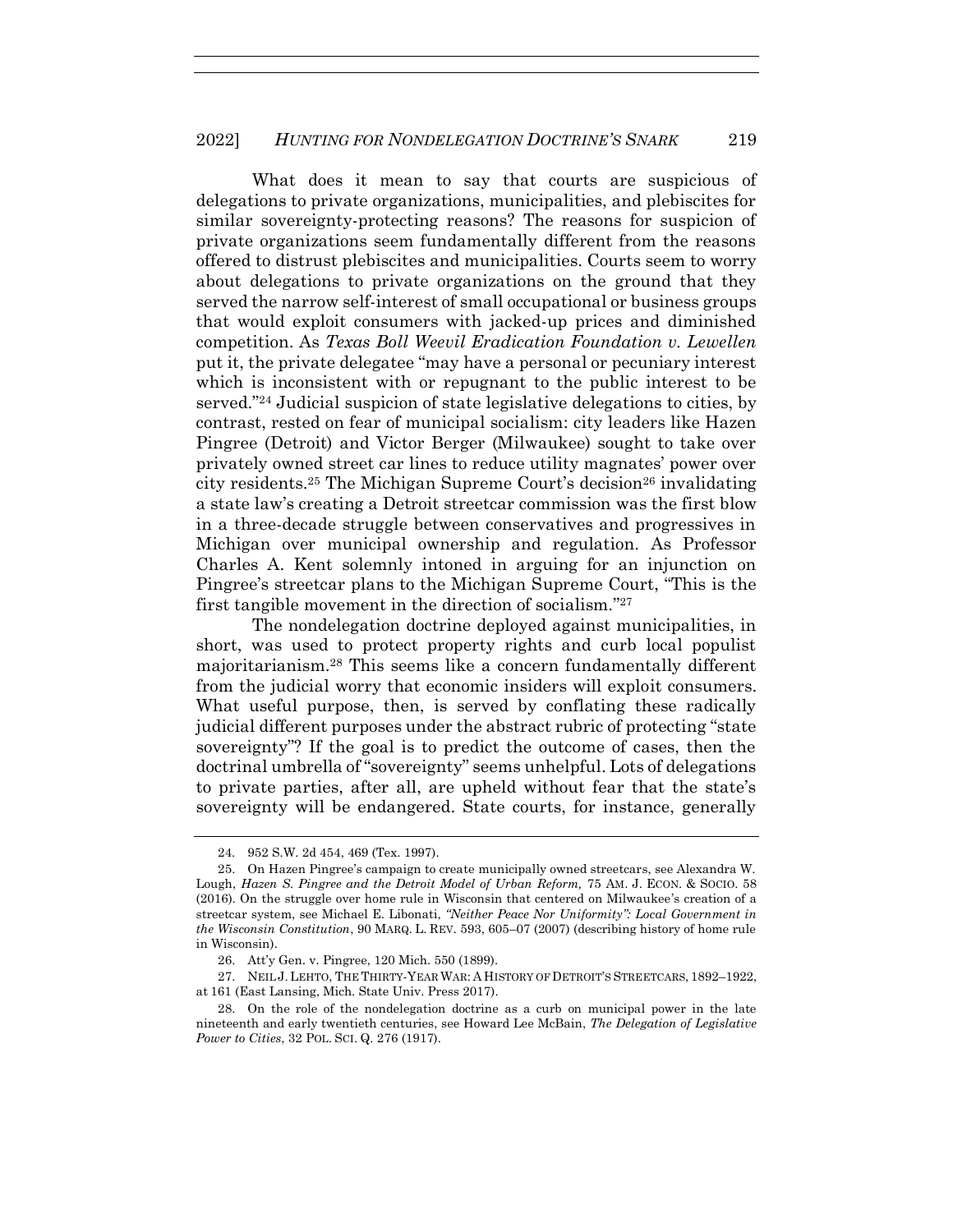What does it mean to say that courts are suspicious of delegations to private organizations, municipalities, and plebiscites for similar sovereignty-protecting reasons? The reasons for suspicion of private organizations seem fundamentally different from the reasons offered to distrust plebiscites and municipalities. Courts seem to worry about delegations to private organizations on the ground that they served the narrow self-interest of small occupational or business groups that would exploit consumers with jacked-up prices and diminished competition. As *Texas Boll Weevil Eradication Foundation v. Lewellen* put it, the private delegatee "may have a personal or pecuniary interest which is inconsistent with or repugnant to the public interest to be served."[24] Judicial suspicion of state legislative delegations to cities, by contrast, rested on fear of municipal socialism: city leaders like Hazen Pingree (Detroit) and Victor Berger (Milwaukee) sought to take over privately owned street car lines to reduce utility magnates' power over city residents.[25] The Michigan Supreme Court's decision[26] invalidating a state law's creating a Detroit streetcar commission was the first blow in a three-decade struggle between conservatives and progressives in Michigan over municipal ownership and regulation. As Professor Charles A. Kent solemnly intoned in arguing for an injunction on Pingree's streetcar plans to the Michigan Supreme Court, "This is the first tangible movement in the direction of socialism."[27]

The nondelegation doctrine deployed against municipalities, in short, was used to protect property rights and curb local populist majoritarianism.[28] This seems like a concern fundamentally different from the judicial worry that economic insiders will exploit consumers. What useful purpose, then, is served by conflating these radically judicial different purposes under the abstract rubric of protecting "state sovereignty"? If the goal is to predict the outcome of cases, then the doctrinal umbrella of "sovereignty" seems unhelpful. Lots of delegations to private parties, after all, are upheld without fear that the state's sovereignty will be endangered. State courts, for instance, generally

---

24. 952 S.W. 2d 454, 469 (Tex. 1997).

25. On Hazen Pingree's campaign to create municipally owned streetcars, see Alexandra W. Lough, *Hazen S. Pingree and the Detroit Model of Urban Reform,* 75 AM. J. ECON. & SOCIO. 58 (2016). On the struggle over home rule in Wisconsin that centered on Milwaukee's creation of a streetcar system, see Michael E. Libonati, *"Neither Peace Nor Uniformity": Local Government in the Wisconsin Constitution*, 90 MARQ. L. REV. 593, 605–07 (2007) (describing history of home rule in Wisconsin).

26. Att'y Gen. v. Pingree, 120 Mich. 550 (1899).

27. NEIL J. LEHTO, THE THIRTY-YEAR WAR: A HISTORY OF DETROIT'S STREETCARS, 1892–1922, at 161 (East Lansing, Mich. State Univ. Press 2017).

28. On the role of the nondelegation doctrine as a curb on municipal power in the late nineteenth and early twentieth centuries, see Howard Lee McBain, *The Delegation of Legislative Power to Cities*, 32 POL. SCI. Q. 276 (1917).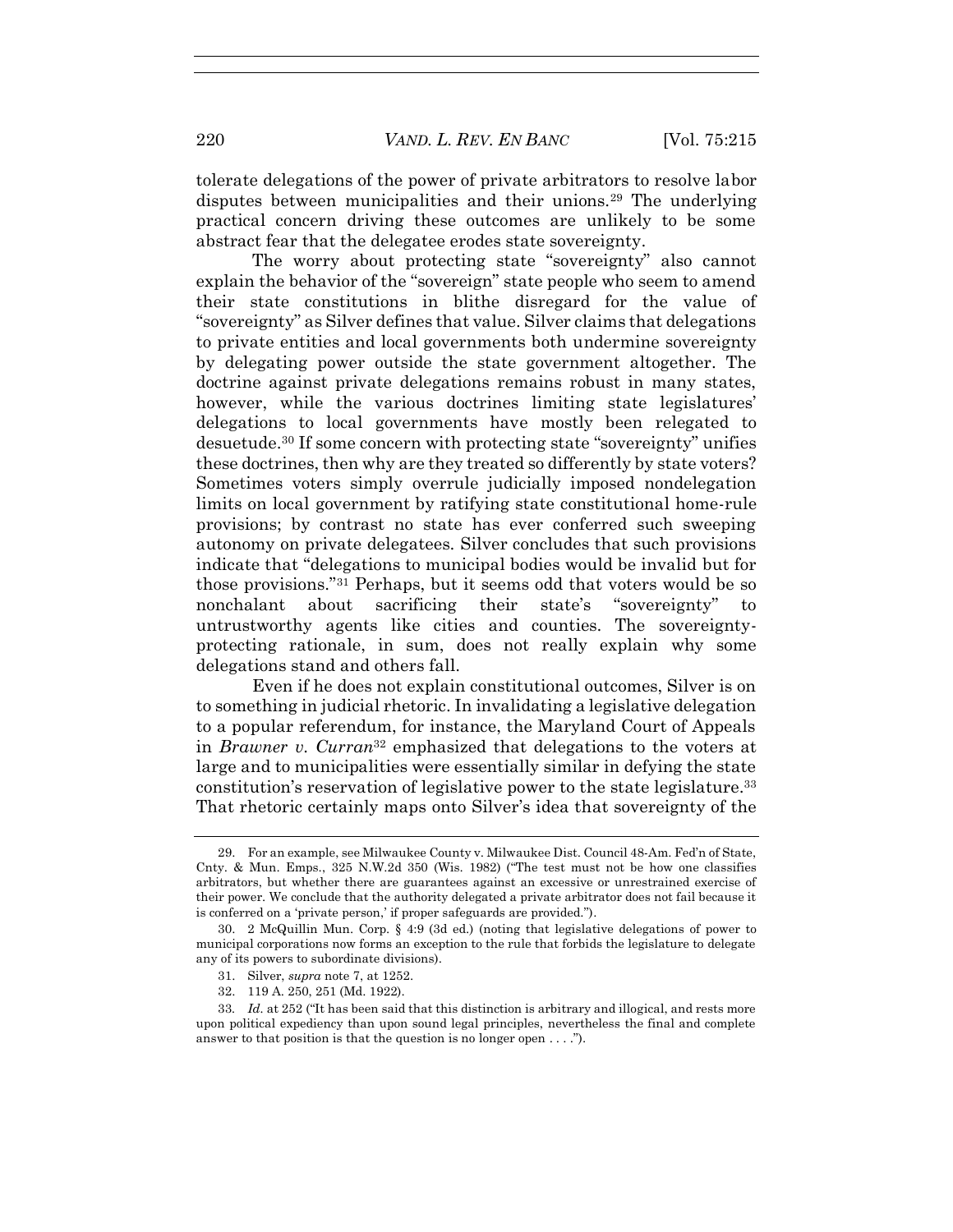tolerate delegations of the power of private arbitrators to resolve labor disputes between municipalities and their unions.[29] The underlying practical concern driving these outcomes are unlikely to be some abstract fear that the delegatee erodes state sovereignty.

The worry about protecting state "sovereignty" also cannot explain the behavior of the "sovereign" state people who seem to amend their state constitutions in blithe disregard for the value of "sovereignty" as Silver defines that value. Silver claims that delegations to private entities and local governments both undermine sovereignty by delegating power outside the state government altogether. The doctrine against private delegations remains robust in many states, however, while the various doctrines limiting state legislatures' delegations to local governments have mostly been relegated to desuetude.[30] If some concern with protecting state "sovereignty" unifies these doctrines, then why are they treated so differently by state voters? Sometimes voters simply overrule judicially imposed nondelegation limits on local government by ratifying state constitutional home-rule provisions; by contrast no state has ever conferred such sweeping autonomy on private delegatees. Silver concludes that such provisions indicate that "delegations to municipal bodies would be invalid but for those provisions."[31] Perhaps, but it seems odd that voters would be so nonchalant about sacrificing their state's "sovereignty" to untrustworthy agents like cities and counties. The sovereignty-protecting rationale, in sum, does not really explain why some delegations stand and others fall.

Even if he does not explain constitutional outcomes, Silver is on to something in judicial rhetoric. In invalidating a legislative delegation to a popular referendum, for instance, the Maryland Court of Appeals in *Brawner v. Curran*[32] emphasized that delegations to the voters at large and to municipalities were essentially similar in defying the state constitution's reservation of legislative power to the state legislature.[33] That rhetoric certainly maps onto Silver's idea that sovereignty of the

---

29. For an example, see Milwaukee County v. Milwaukee Dist. Council 48-Am. Fed'n of State, Cnty. & Mun. Emps., 325 N.W.2d 350 (Wis. 1982) ("The test must not be how one classifies arbitrators, but whether there are guarantees against an excessive or unrestrained exercise of their power. We conclude that the authority delegated a private arbitrator does not fail because it is conferred on a 'private person,' if proper safeguards are provided.").

30. 2 McQuillin Mun. Corp. § 4:9 (3d ed.) (noting that legislative delegations of power to municipal corporations now forms an exception to the rule that forbids the legislature to delegate any of its powers to subordinate divisions).

31. Silver, *supra* note 7, at 1252.

32. 119 A. 250, 251 (Md. 1922).

33. *Id.* at 252 ("It has been said that this distinction is arbitrary and illogical, and rests more upon political expediency than upon sound legal principles, nevertheless the final and complete answer to that position is that the question is no longer open . . . .").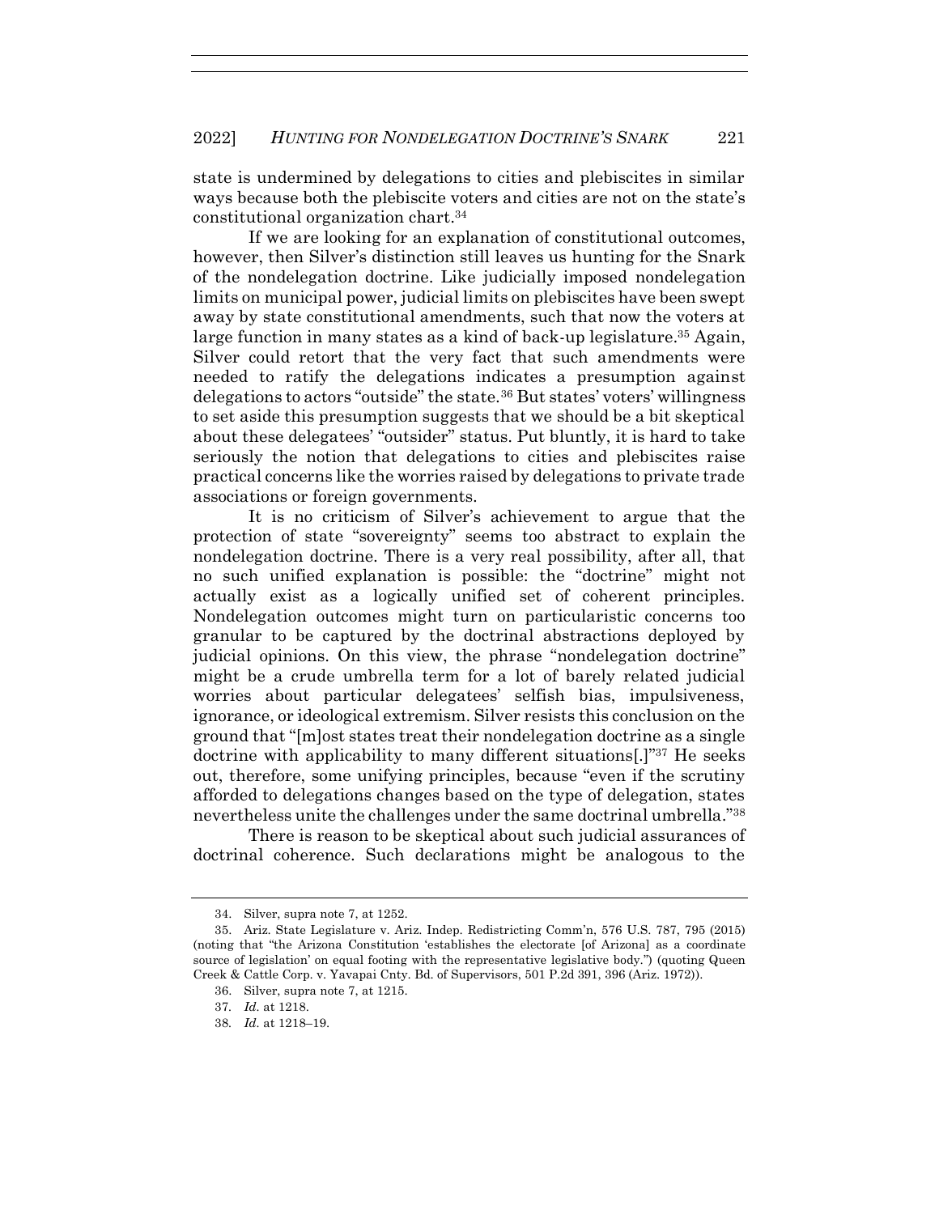state is undermined by delegations to cities and plebiscites in similar ways because both the plebiscite voters and cities are not on the state's constitutional organization chart.[34]

If we are looking for an explanation of constitutional outcomes, however, then Silver's distinction still leaves us hunting for the Snark of the nondelegation doctrine. Like judicially imposed nondelegation limits on municipal power, judicial limits on plebiscites have been swept away by state constitutional amendments, such that now the voters at large function in many states as a kind of back-up legislature.[35] Again, Silver could retort that the very fact that such amendments were needed to ratify the delegations indicates a presumption against delegations to actors "outside" the state.[36] But states' voters' willingness to set aside this presumption suggests that we should be a bit skeptical about these delegatees' "outsider" status. Put bluntly, it is hard to take seriously the notion that delegations to cities and plebiscites raise practical concerns like the worries raised by delegations to private trade associations or foreign governments.

It is no criticism of Silver's achievement to argue that the protection of state "sovereignty" seems too abstract to explain the nondelegation doctrine. There is a very real possibility, after all, that no such unified explanation is possible: the "doctrine" might not actually exist as a logically unified set of coherent principles. Nondelegation outcomes might turn on particularistic concerns too granular to be captured by the doctrinal abstractions deployed by judicial opinions. On this view, the phrase "nondelegation doctrine" might be a crude umbrella term for a lot of barely related judicial worries about particular delegatees' selfish bias, impulsiveness, ignorance, or ideological extremism. Silver resists this conclusion on the ground that "[m]ost states treat their nondelegation doctrine as a single doctrine with applicability to many different situations[.]"[37] He seeks out, therefore, some unifying principles, because "even if the scrutiny afforded to delegations changes based on the type of delegation, states nevertheless unite the challenges under the same doctrinal umbrella."[38]

There is reason to be skeptical about such judicial assurances of doctrinal coherence. Such declarations might be analogous to the

---

34. Silver, supra note 7, at 1252.

35. Ariz. State Legislature v. Ariz. Indep. Redistricting Comm'n, 576 U.S. 787, 795 (2015) (noting that "the Arizona Constitution 'establishes the electorate [of Arizona] as a coordinate source of legislation' on equal footing with the representative legislative body.") (quoting Queen Creek & Cattle Corp. v. Yavapai Cnty. Bd. of Supervisors, 501 P.2d 391, 396 (Ariz. 1972)).

36. Silver, supra note 7, at 1215.

37. *Id.* at 1218.

38. *Id.* at 1218–19.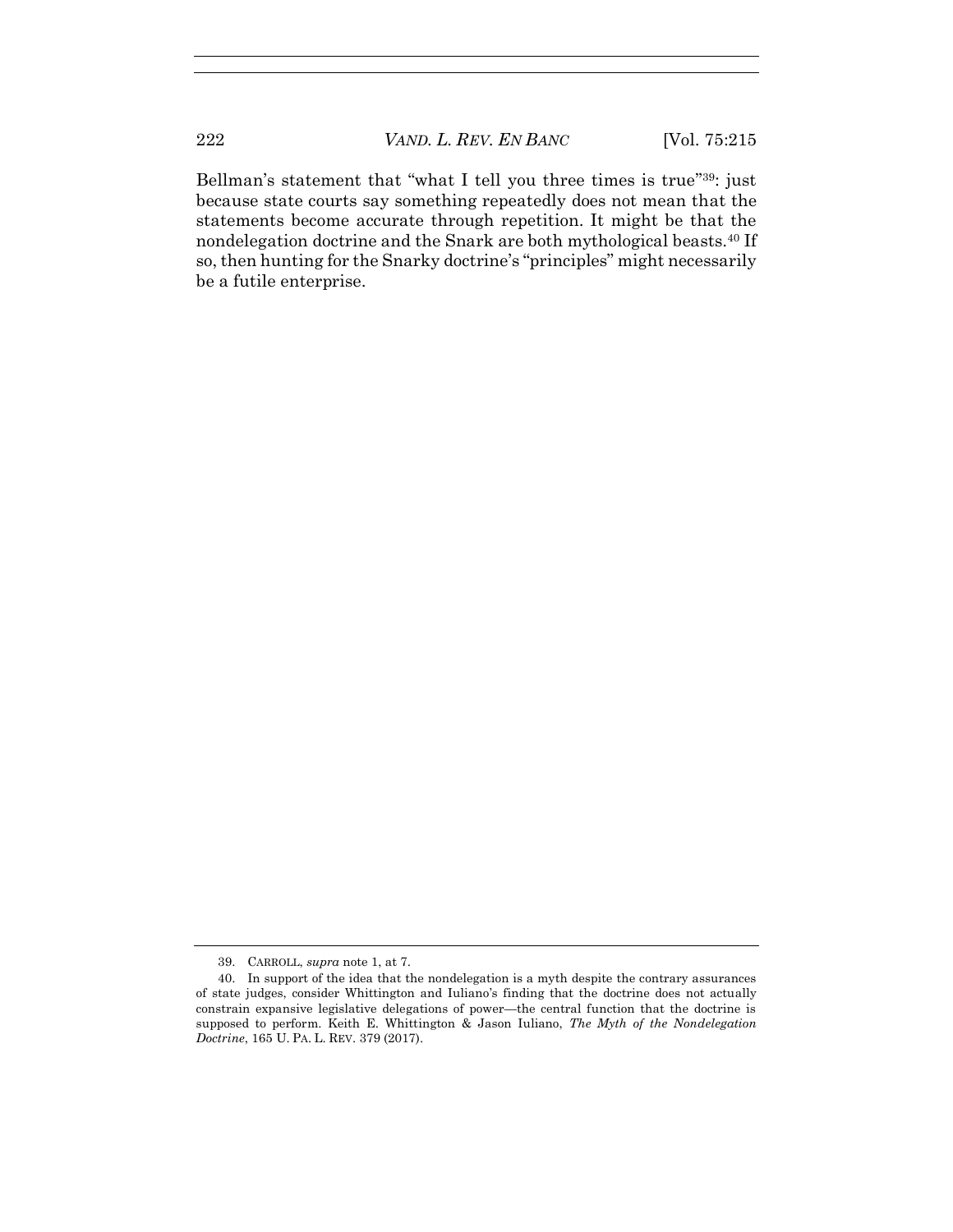Bellman's statement that "what I tell you three times is true"[39]: just because state courts say something repeatedly does not mean that the statements become accurate through repetition. It might be that the nondelegation doctrine and the Snark are both mythological beasts.[40] If so, then hunting for the Snarky doctrine's "principles" might necessarily be a futile enterprise.

---

39. CARROLL, *supra* note 1, at 7.

40. In support of the idea that the nondelegation is a myth despite the contrary assurances of state judges, consider Whittington and Iuliano's finding that the doctrine does not actually constrain expansive legislative delegations of power—the central function that the doctrine is supposed to perform. Keith E. Whittington & Jason Iuliano, *The Myth of the Nondelegation Doctrine*, 165 U. PA. L. REV. 379 (2017).